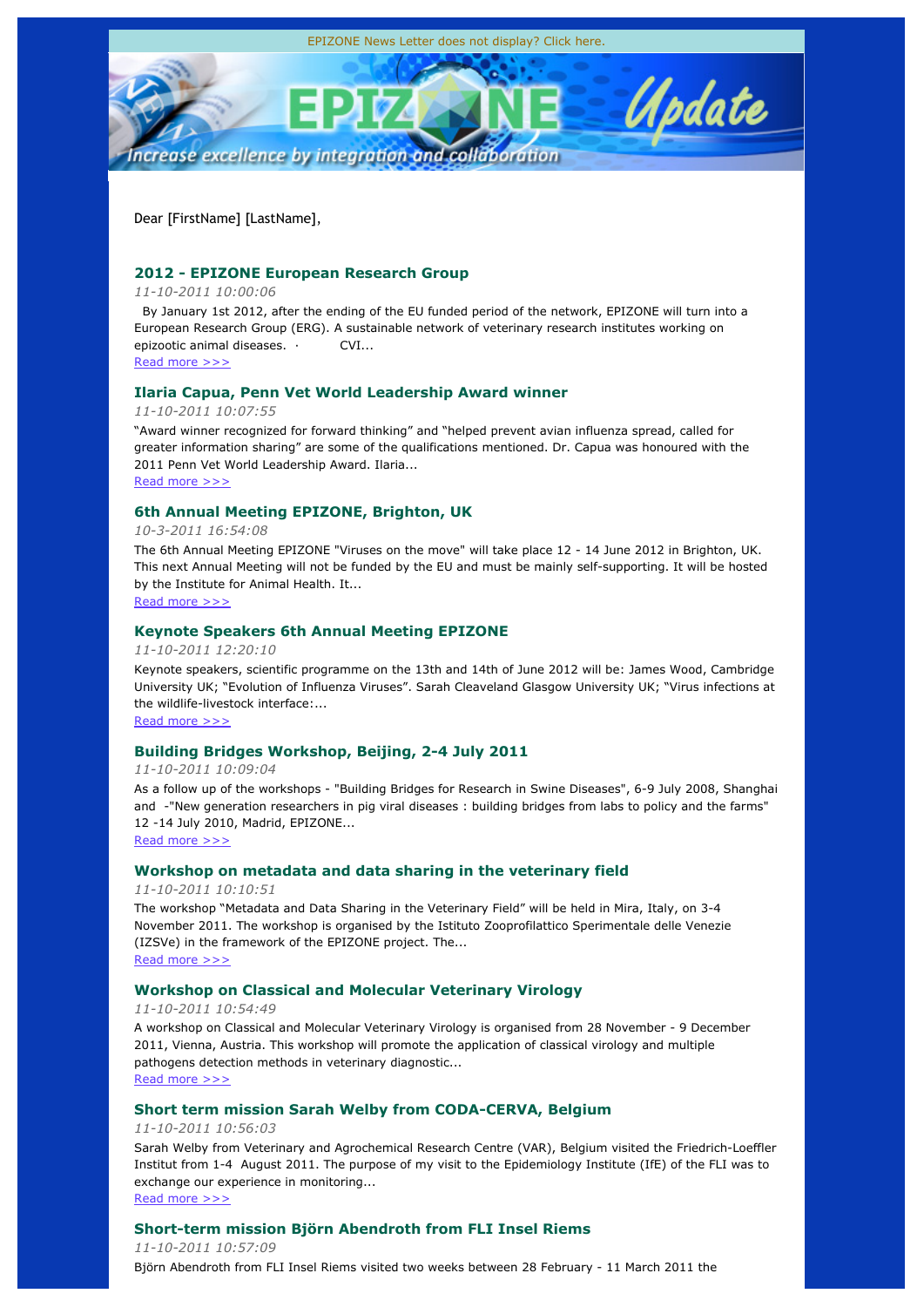EPIZONE News Letter does not display? Click here.

Dear [FirstName] [LastName],

### 2012 - EPIZONE European Research Group

*11-10-2011 10:00:06*

By January 1st 2012, after the ending of the EU funded period of the network, EPIZONE will turn into a European Research Group (ERG). A sustainable network of veterinary research institutes working on epizootic animal diseases. · CVI...

Read more >>>

### Ilaria Capua, Penn Vet World Leadership Award winner

*11-10-2011 10:07:55*

"Award winner recognized for forward thinking" and "helped prevent avian influenza spread, called for greater information sharing" are some of the qualifications mentioned. Dr. Capua was honoured with the 2011 Penn Vet World Leadership Award. Ilaria...

Read more >>>

### 6th Annual Meeting EPIZONE, Brighton, UK

*10-3-2011 16:54:08*

The 6th Annual Meeting EPIZONE "Viruses on the move" will take place 12 - 14 June 2012 in Brighton, UK. This next Annual Meeting will not be funded by the EU and must be mainly self-supporting. It will be hosted by the Institute for Animal Health. It...

Read more >>>

### Keynote Speakers 6th Annual Meeting EPIZONE

*11-10-2011 12:20:10*

Keynote speakers, scientific programme on the 13th and 14th of June 2012 will be: James Wood, Cambridge University UK; "Evolution of Influenza Viruses". Sarah Cleaveland Glasgow University UK; "Virus infections at the wildlife-livestock interface:...

Read more >>>

### Building Bridges Workshop, Beijing, 2-4 July 2011

*11-10-2011 10:09:04*

As a follow up of the workshops - "Building Bridges for Research in Swine Diseases", 6-9 July 2008, Shanghai and -"New generation researchers in pig viral diseases : building bridges from labs to policy and the farms" 12 -14 July 2010, Madrid, EPIZONE...

Read more >>>

### Workshop on metadata and data sharing in the veterinary field

*11-10-2011 10:10:51*

The workshop "Metadata and Data Sharing in the Veterinary Field" will be held in Mira, Italy, on 3-4 November 2011. The workshop is organised by the Istituto Zooprofilattico Sperimentale delle Venezie (IZSVe) in the framework of the EPIZONE project. The...

Read more >>>

### Workshop on Classical and Molecular Veterinary Virology

*11-10-2011 10:54:49*

A workshop on Classical and Molecular Veterinary Virology is organised from 28 November - 9 December 2011, Vienna, Austria. This workshop will promote the application of classical virology and multiple pathogens detection methods in veterinary diagnostic...

Read more >>>

### Short term mission Sarah Welby from CODA-CERVA, Belgium

*11-10-2011 10:56:03*

Sarah Welby from Veterinary and Agrochemical Research Centre (VAR), Belgium visited the Friedrich-Loeffler Institut from 1-4 August 2011. The purpose of my visit to the Epidemiology Institute (IfE) of the FLI was to exchange our experience in monitoring...

Read more >>>

### Short-term mission Björn Abendroth from FLI Insel Riems

*11-10-2011 10:57:09*

Björn Abendroth from FLI Insel Riems visited two weeks between 28 February - 11 March 2011 the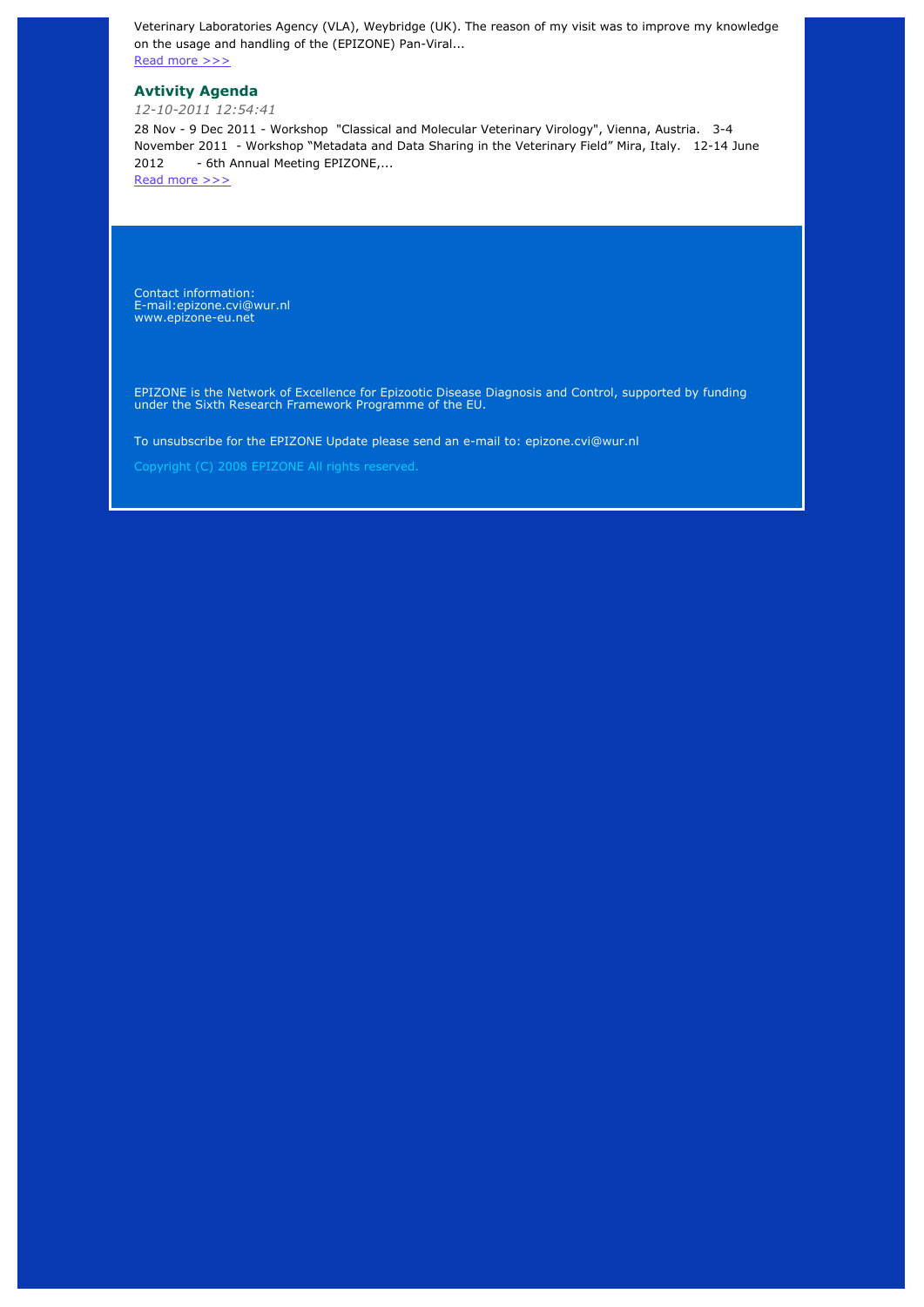Veterinary Laboratories Agency (VLA), Weybridge (UK). The reason of my visit was to improve my knowledge on the usage and handling of the (EPIZONE) Pan-Viral...
[Read more >>>]

### Avtivity Agenda

*12-10-2011 12:54:41*

28 Nov - 9 Dec 2011 - Workshop "Classical and Molecular Veterinary Virology", Vienna, Austria. 3-4 November 2011 - Workshop "Metadata and Data Sharing in the Veterinary Field" Mira, Italy. 12-14 June 2012 - 6th Annual Meeting EPIZONE,...
[Read more >>>]

Contact information:
E-mail:epizone.cvi@wur.nl
www.epizone-eu.net

EPIZONE is the Network of Excellence for Epizootic Disease Diagnosis and Control, supported by funding under the Sixth Research Framework Programme of the EU.

To unsubscribe for the EPIZONE Update please send an e-mail to: epizone.cvi@wur.nl

Copyright (C) 2008 EPIZONE All rights reserved.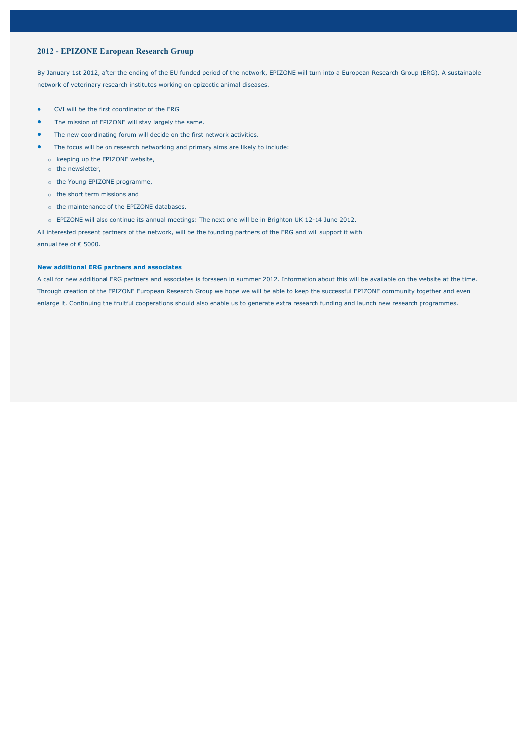## 2012 - EPIZONE European Research Group

By January 1st 2012, after the ending of the EU funded period of the network, EPIZONE will turn into a European Research Group (ERG). A sustainable network of veterinary research institutes working on epizootic animal diseases.

- CVI will be the first coordinator of the ERG
- The mission of EPIZONE will stay largely the same.
- The new coordinating forum will decide on the first network activities.
- The focus will be on research networking and primary aims are likely to include:
  - keeping up the EPIZONE website,
  - the newsletter,
  - the Young EPIZONE programme,
  - the short term missions and
  - the maintenance of the EPIZONE databases.
  - EPIZONE will also continue its annual meetings: The next one will be in Brighton UK 12-14 June 2012.

All interested present partners of the network, will be the founding partners of the ERG and will support it with annual fee of € 5000.

**New additional ERG partners and associates**

A call for new additional ERG partners and associates is foreseen in summer 2012. Information about this will be available on the website at the time. Through creation of the EPIZONE European Research Group we hope we will be able to keep the successful EPIZONE community together and even enlarge it. Continuing the fruitful cooperations should also enable us to generate extra research funding and launch new research programmes.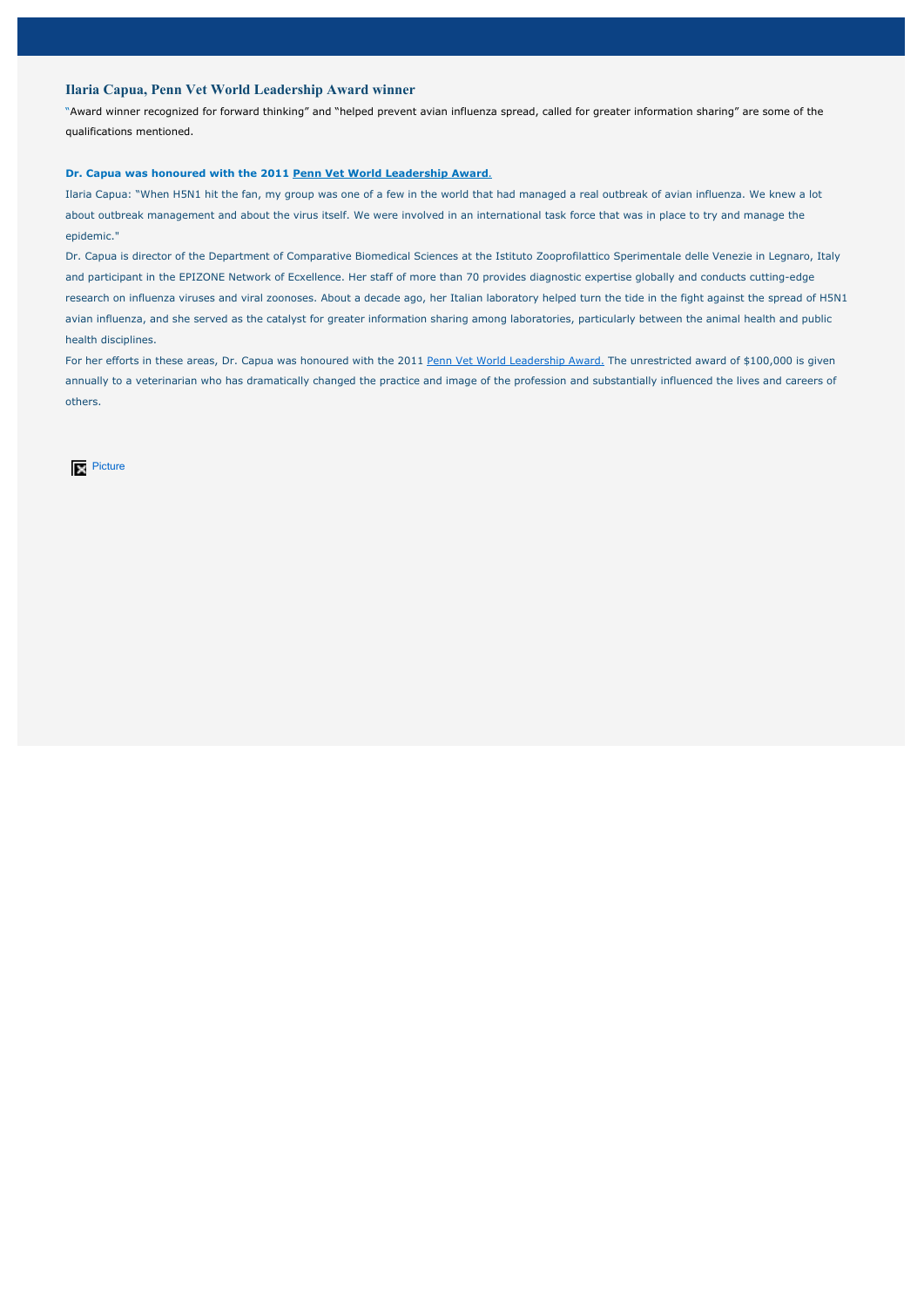### Ilaria Capua, Penn Vet World Leadership Award winner

"Award winner recognized for forward thinking" and "helped prevent avian influenza spread, called for greater information sharing" are some of the qualifications mentioned.

**Dr. Capua was honoured with the 2011 Penn Vet World Leadership Award.**

Ilaria Capua: "When H5N1 hit the fan, my group was one of a few in the world that had managed a real outbreak of avian influenza. We knew a lot about outbreak management and about the virus itself. We were involved in an international task force that was in place to try and manage the epidemic."

Dr. Capua is director of the Department of Comparative Biomedical Sciences at the Istituto Zooprofilattico Sperimentale delle Venezie in Legnaro, Italy and participant in the EPIZONE Network of Ecxellence. Her staff of more than 70 provides diagnostic expertise globally and conducts cutting-edge research on influenza viruses and viral zoonoses. About a decade ago, her Italian laboratory helped turn the tide in the fight against the spread of H5N1 avian influenza, and she served as the catalyst for greater information sharing among laboratories, particularly between the animal health and public health disciplines.

For her efforts in these areas, Dr. Capua was honoured with the 2011 Penn Vet World Leadership Award. The unrestricted award of $100,000 is given annually to a veterinarian who has dramatically changed the practice and image of the profession and substantially influenced the lives and careers of others.

Picture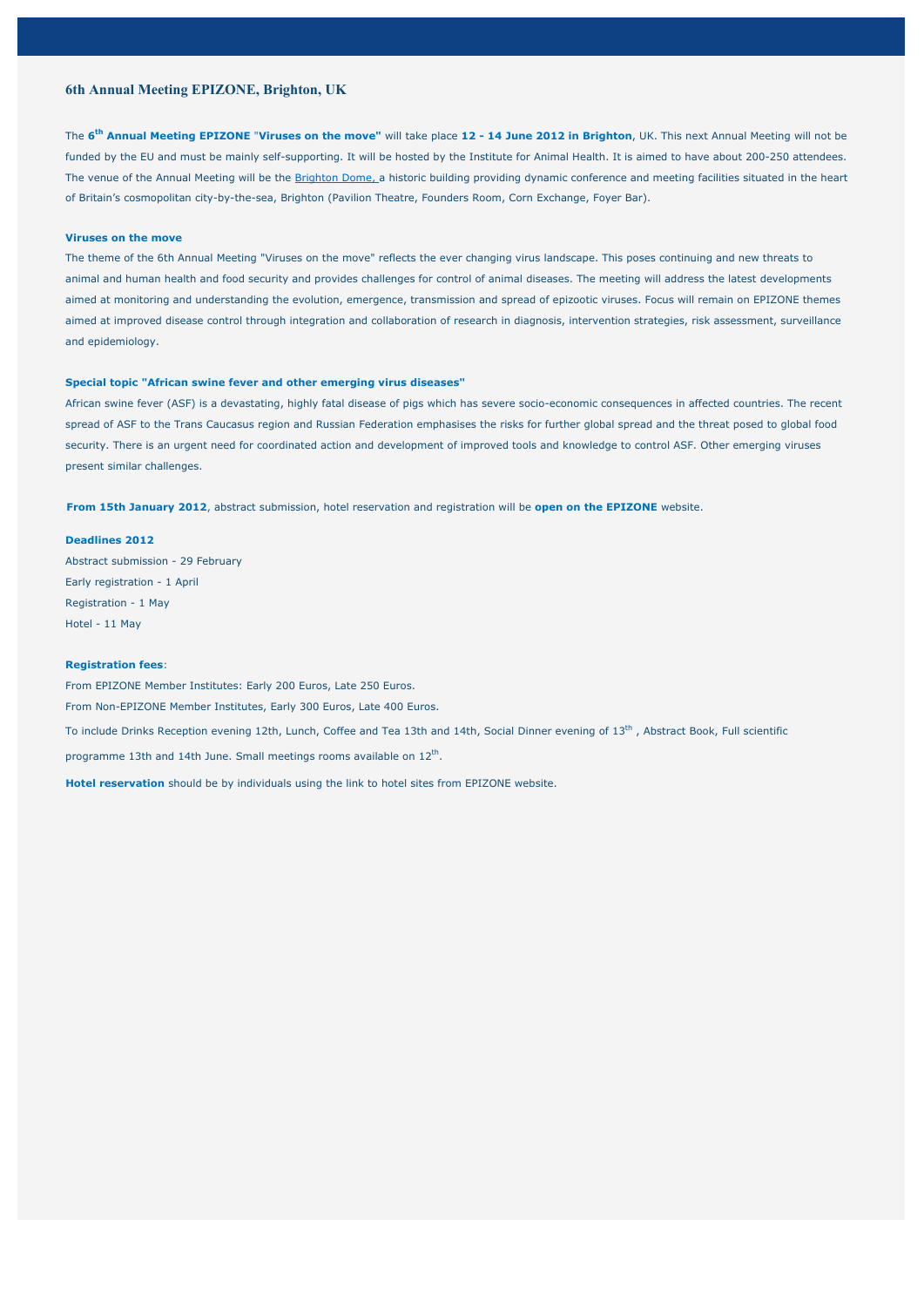## 6th Annual Meeting EPIZONE, Brighton, UK

The **6th Annual Meeting EPIZONE "Viruses on the move"** will take place **12 - 14 June 2012 in Brighton**, UK. This next Annual Meeting will not be funded by the EU and must be mainly self-supporting. It will be hosted by the Institute for Animal Health. It is aimed to have about 200-250 attendees. The venue of the Annual Meeting will be the Brighton Dome, a historic building providing dynamic conference and meeting facilities situated in the heart of Britain's cosmopolitan city-by-the-sea, Brighton (Pavilion Theatre, Founders Room, Corn Exchange, Foyer Bar).

### Viruses on the move

The theme of the 6th Annual Meeting "Viruses on the move" reflects the ever changing virus landscape. This poses continuing and new threats to animal and human health and food security and provides challenges for control of animal diseases. The meeting will address the latest developments aimed at monitoring and understanding the evolution, emergence, transmission and spread of epizootic viruses. Focus will remain on EPIZONE themes aimed at improved disease control through integration and collaboration of research in diagnosis, intervention strategies, risk assessment, surveillance and epidemiology.

### Special topic "African swine fever and other emerging virus diseases"

African swine fever (ASF) is a devastating, highly fatal disease of pigs which has severe socio-economic consequences in affected countries. The recent spread of ASF to the Trans Caucasus region and Russian Federation emphasises the risks for further global spread and the threat posed to global food security. There is an urgent need for coordinated action and development of improved tools and knowledge to control ASF. Other emerging viruses present similar challenges.

**From 15th January 2012**, abstract submission, hotel reservation and registration will be **open on the EPIZONE** website.

**Deadlines 2012**

Abstract submission - 29 February
Early registration - 1 April
Registration - 1 May
Hotel - 11 May

**Registration fees**:

From EPIZONE Member Institutes: Early 200 Euros, Late 250 Euros.
From Non-EPIZONE Member Institutes, Early 300 Euros, Late 400 Euros.

To include Drinks Reception evening 12th, Lunch, Coffee and Tea 13th and 14th, Social Dinner evening of 13th , Abstract Book, Full scientific programme 13th and 14th June. Small meetings rooms available on 12th.

**Hotel reservation** should be by individuals using the link to hotel sites from EPIZONE website.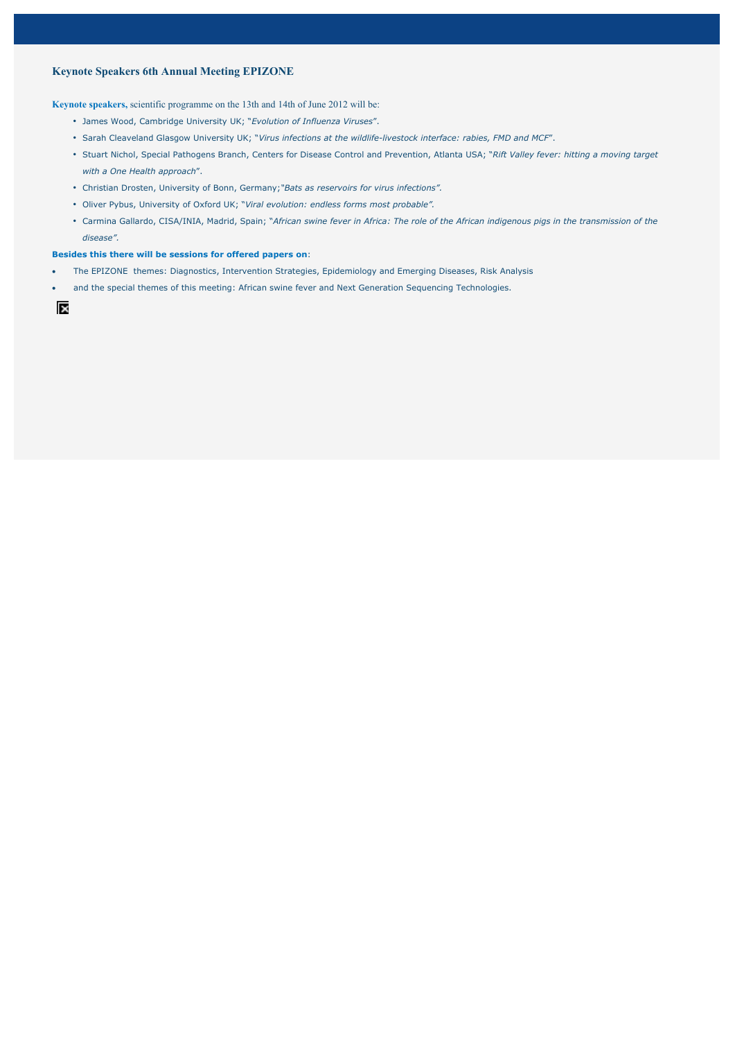## Keynote Speakers 6th Annual Meeting EPIZONE

**Keynote speakers,** scientific programme on the 13th and 14th of June 2012 will be:

- James Wood, Cambridge University UK; "*Evolution of Influenza Viruses*".
- Sarah Cleaveland Glasgow University UK; "*Virus infections at the wildlife-livestock interface: rabies, FMD and MCF*".
- Stuart Nichol, Special Pathogens Branch, Centers for Disease Control and Prevention, Atlanta USA; "*Rift Valley fever: hitting a moving target with a One Health approach*".
- Christian Drosten, University of Bonn, Germany;*"Bats as reservoirs for virus infections"*.
- Oliver Pybus, University of Oxford UK; "*Viral evolution: endless forms most probable"*.
- Carmina Gallardo, CISA/INIA, Madrid, Spain; "*African swine fever in Africa: The role of the African indigenous pigs in the transmission of the disease"*.

**Besides this there will be sessions for offered papers on**:

- The EPIZONE themes: Diagnostics, Intervention Strategies, Epidemiology and Emerging Diseases, Risk Analysis
- and the special themes of this meeting: African swine fever and Next Generation Sequencing Technologies.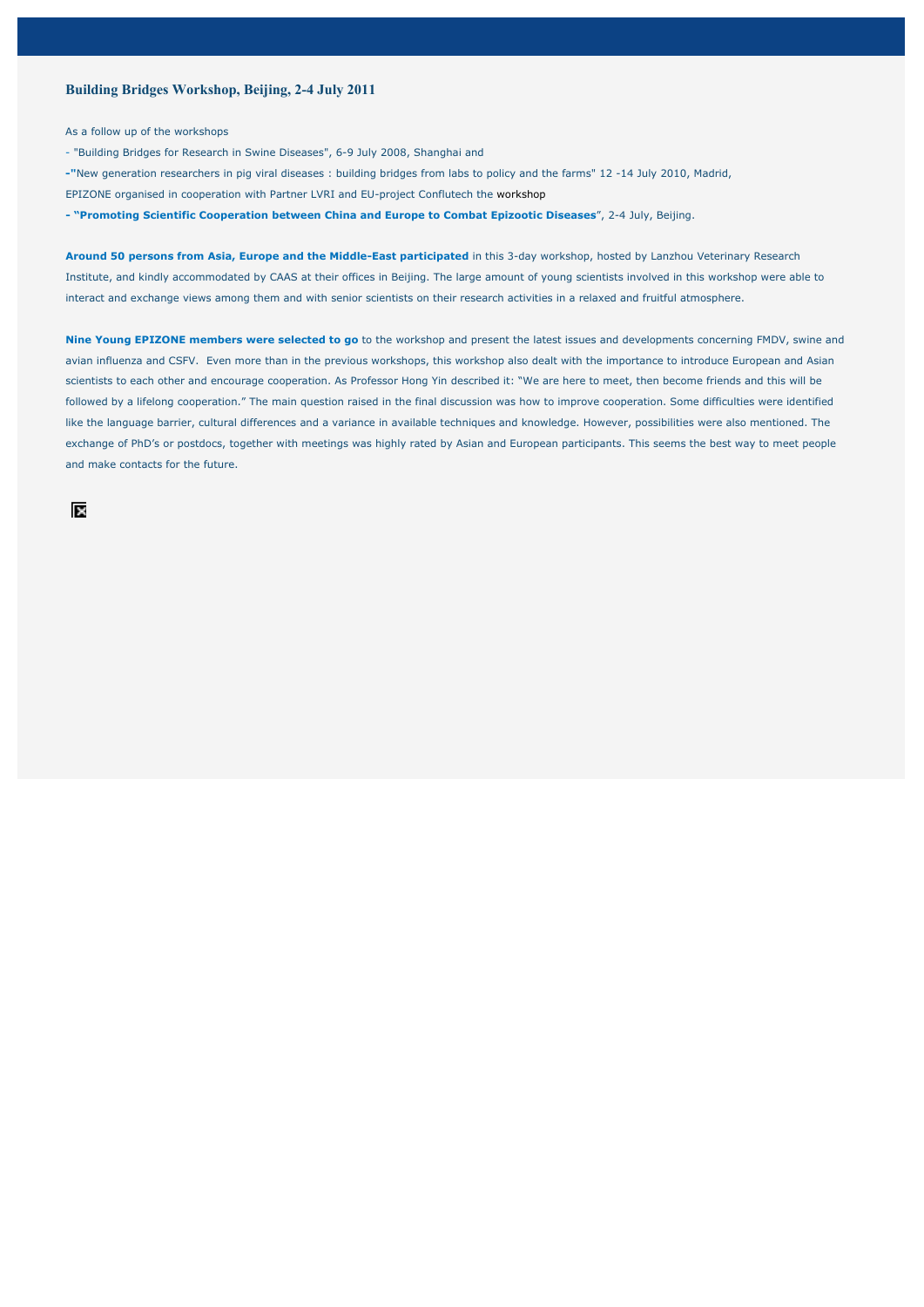## Building Bridges Workshop, Beijing, 2-4 July 2011

As a follow up of the workshops

- "Building Bridges for Research in Swine Diseases", 6-9 July 2008, Shanghai and
- "New generation researchers in pig viral diseases : building bridges from labs to policy and the farms" 12 -14 July 2010, Madrid,

EPIZONE organised in cooperation with Partner LVRI and EU-project Conflutech the workshop

- **"Promoting Scientific Cooperation between China and Europe to Combat Epizootic Diseases"**, 2-4 July, Beijing.

**Around 50 persons from Asia, Europe and the Middle-East participated** in this 3-day workshop, hosted by Lanzhou Veterinary Research Institute, and kindly accommodated by CAAS at their offices in Beijing. The large amount of young scientists involved in this workshop were able to interact and exchange views among them and with senior scientists on their research activities in a relaxed and fruitful atmosphere.

**Nine Young EPIZONE members were selected to go** to the workshop and present the latest issues and developments concerning FMDV, swine and avian influenza and CSFV. Even more than in the previous workshops, this workshop also dealt with the importance to introduce European and Asian scientists to each other and encourage cooperation. As Professor Hong Yin described it: "We are here to meet, then become friends and this will be followed by a lifelong cooperation." The main question raised in the final discussion was how to improve cooperation. Some difficulties were identified like the language barrier, cultural differences and a variance in available techniques and knowledge. However, possibilities were also mentioned. The exchange of PhD's or postdocs, together with meetings was highly rated by Asian and European participants. This seems the best way to meet people and make contacts for the future.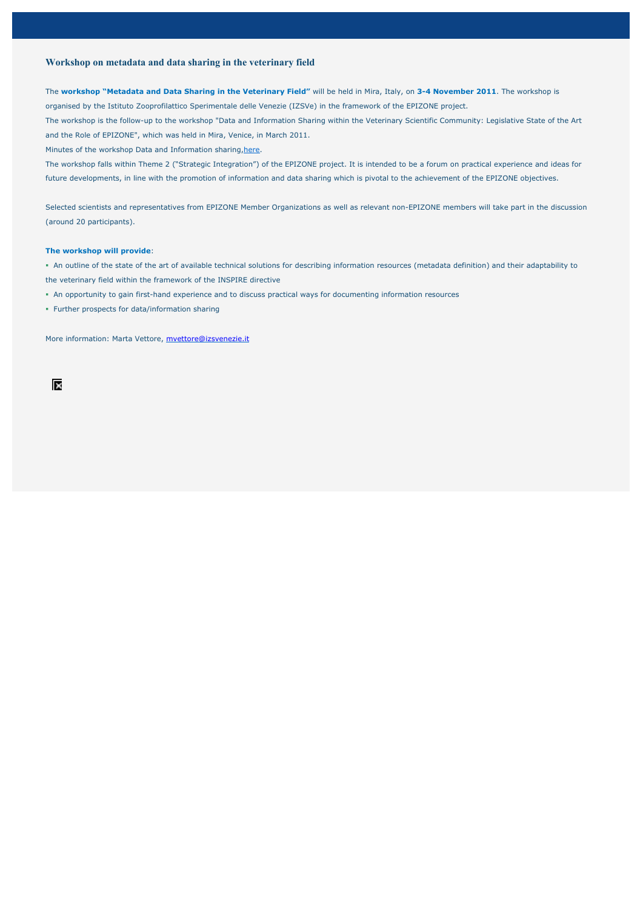### Workshop on metadata and data sharing in the veterinary field

The **workshop "Metadata and Data Sharing in the Veterinary Field"** will be held in Mira, Italy, on **3-4 November 2011**. The workshop is organised by the Istituto Zooprofilattico Sperimentale delle Venezie (IZSVe) in the framework of the EPIZONE project.

The workshop is the follow-up to the workshop "Data and Information Sharing within the Veterinary Scientific Community: Legislative State of the Art and the Role of EPIZONE", which was held in Mira, Venice, in March 2011.

Minutes of the workshop Data and Information sharing,here.

The workshop falls within Theme 2 ("Strategic Integration") of the EPIZONE project. It is intended to be a forum on practical experience and ideas for future developments, in line with the promotion of information and data sharing which is pivotal to the achievement of the EPIZONE objectives.

Selected scientists and representatives from EPIZONE Member Organizations as well as relevant non-EPIZONE members will take part in the discussion (around 20 participants).

**The workshop will provide**:

- An outline of the state of the art of available technical solutions for describing information resources (metadata definition) and their adaptability to the veterinary field within the framework of the INSPIRE directive
- An opportunity to gain first-hand experience and to discuss practical ways for documenting information resources
- Further prospects for data/information sharing

More information: Marta Vettore, mvettore@izsvenezie.it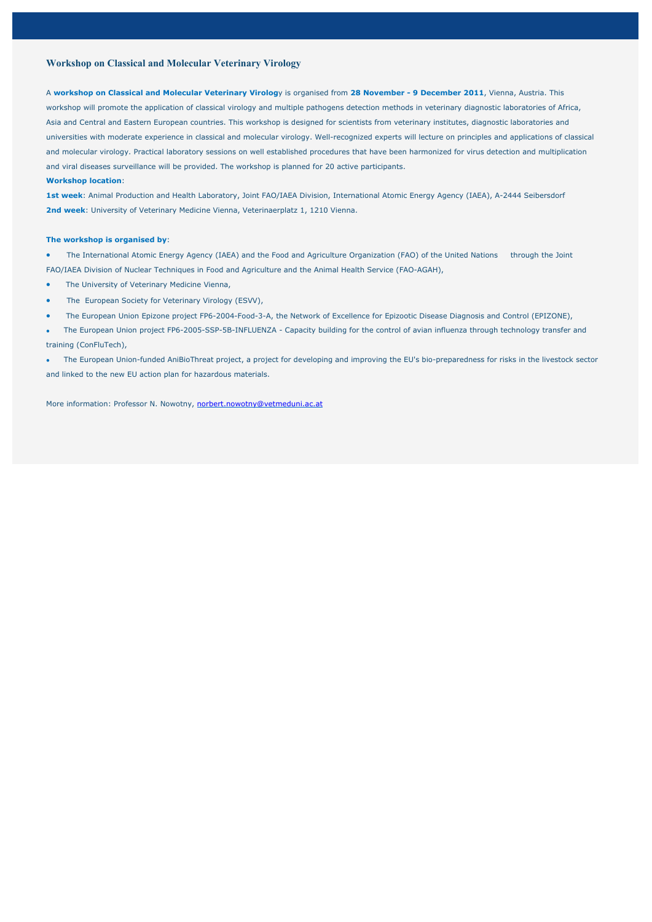## Workshop on Classical and Molecular Veterinary Virology

A **workshop on Classical and Molecular Veterinary Virolog**y is organised from **28 November - 9 December 2011**, Vienna, Austria. This workshop will promote the application of classical virology and multiple pathogens detection methods in veterinary diagnostic laboratories of Africa, Asia and Central and Eastern European countries. This workshop is designed for scientists from veterinary institutes, diagnostic laboratories and universities with moderate experience in classical and molecular virology. Well-recognized experts will lecture on principles and applications of classical and molecular virology. Practical laboratory sessions on well established procedures that have been harmonized for virus detection and multiplication and viral diseases surveillance will be provided. The workshop is planned for 20 active participants.

**Workshop location**:

**1st week**: Animal Production and Health Laboratory, Joint FAO/IAEA Division, International Atomic Energy Agency (IAEA), A-2444 Seibersdorf
**2nd week**: University of Veterinary Medicine Vienna, Veterinaerplatz 1, 1210 Vienna.

**The workshop is organised by**:

- The International Atomic Energy Agency (IAEA) and the Food and Agriculture Organization (FAO) of the United Nations through the Joint FAO/IAEA Division of Nuclear Techniques in Food and Agriculture and the Animal Health Service (FAO-AGAH),
- The University of Veterinary Medicine Vienna,
- The European Society for Veterinary Virology (ESVV),
- The European Union Epizone project FP6-2004-Food-3-A, the Network of Excellence for Epizootic Disease Diagnosis and Control (EPIZONE),
- The European Union project FP6-2005-SSP-5B-INFLUENZA - Capacity building for the control of avian influenza through technology transfer and training (ConFluTech),
- The European Union-funded AniBioThreat project, a project for developing and improving the EU's bio-preparedness for risks in the livestock sector and linked to the new EU action plan for hazardous materials.

More information: Professor N. Nowotny, norbert.nowotny@vetmeduni.ac.at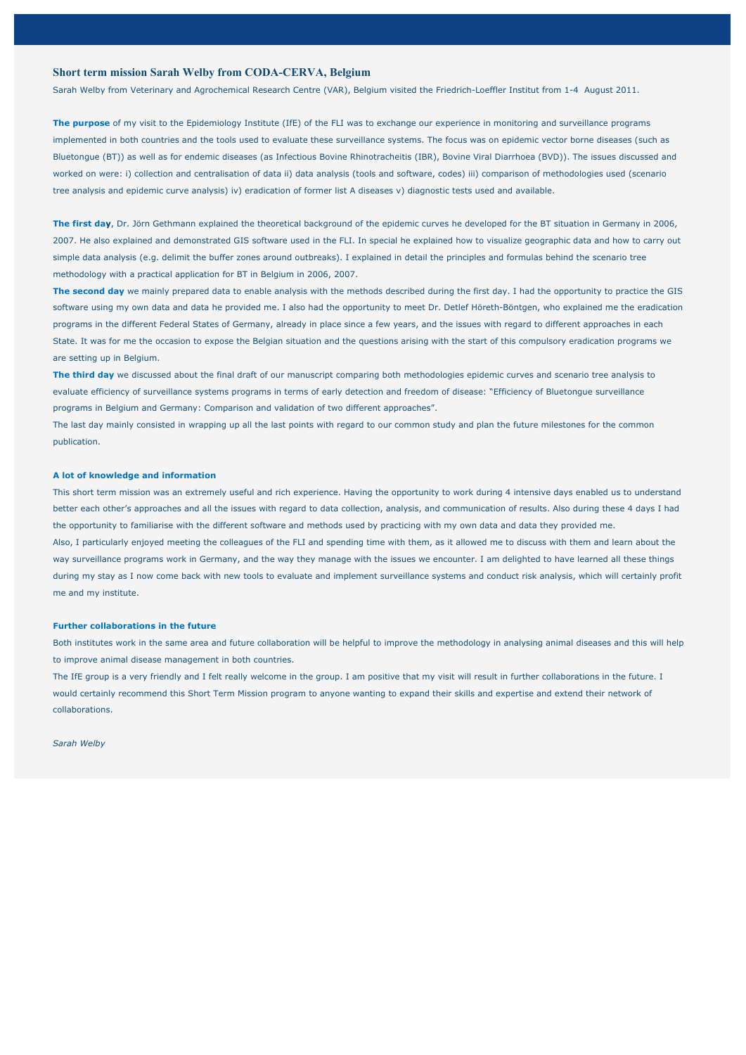## Short term mission Sarah Welby from CODA-CERVA, Belgium

Sarah Welby from Veterinary and Agrochemical Research Centre (VAR), Belgium visited the Friedrich-Loeffler Institut from 1-4 August 2011.

**The purpose** of my visit to the Epidemiology Institute (IfE) of the FLI was to exchange our experience in monitoring and surveillance programs implemented in both countries and the tools used to evaluate these surveillance systems. The focus was on epidemic vector borne diseases (such as Bluetongue (BT)) as well as for endemic diseases (as Infectious Bovine Rhinotracheitis (IBR), Bovine Viral Diarrhoea (BVD)). The issues discussed and worked on were: i) collection and centralisation of data ii) data analysis (tools and software, codes) iii) comparison of methodologies used (scenario tree analysis and epidemic curve analysis) iv) eradication of former list A diseases v) diagnostic tests used and available.

**The first day**, Dr. Jörn Gethmann explained the theoretical background of the epidemic curves he developed for the BT situation in Germany in 2006, 2007. He also explained and demonstrated GIS software used in the FLI. In special he explained how to visualize geographic data and how to carry out simple data analysis (e.g. delimit the buffer zones around outbreaks). I explained in detail the principles and formulas behind the scenario tree methodology with a practical application for BT in Belgium in 2006, 2007.

**The second day** we mainly prepared data to enable analysis with the methods described during the first day. I had the opportunity to practice the GIS software using my own data and data he provided me. I also had the opportunity to meet Dr. Detlef Höreth-Böntgen, who explained me the eradication programs in the different Federal States of Germany, already in place since a few years, and the issues with regard to different approaches in each State. It was for me the occasion to expose the Belgian situation and the questions arising with the start of this compulsory eradication programs we are setting up in Belgium.

**The third day** we discussed about the final draft of our manuscript comparing both methodologies epidemic curves and scenario tree analysis to evaluate efficiency of surveillance systems programs in terms of early detection and freedom of disease: "Efficiency of Bluetongue surveillance programs in Belgium and Germany: Comparison and validation of two different approaches".

The last day mainly consisted in wrapping up all the last points with regard to our common study and plan the future milestones for the common publication.

### A lot of knowledge and information

This short term mission was an extremely useful and rich experience. Having the opportunity to work during 4 intensive days enabled us to understand better each other's approaches and all the issues with regard to data collection, analysis, and communication of results. Also during these 4 days I had the opportunity to familiarise with the different software and methods used by practicing with my own data and data they provided me.

Also, I particularly enjoyed meeting the colleagues of the FLI and spending time with them, as it allowed me to discuss with them and learn about the way surveillance programs work in Germany, and the way they manage with the issues we encounter. I am delighted to have learned all these things during my stay as I now come back with new tools to evaluate and implement surveillance systems and conduct risk analysis, which will certainly profit me and my institute.

### Further collaborations in the future

Both institutes work in the same area and future collaboration will be helpful to improve the methodology in analysing animal diseases and this will help to improve animal disease management in both countries.

The IfE group is a very friendly and I felt really welcome in the group. I am positive that my visit will result in further collaborations in the future. I would certainly recommend this Short Term Mission program to anyone wanting to expand their skills and expertise and extend their network of collaborations.

*Sarah Welby*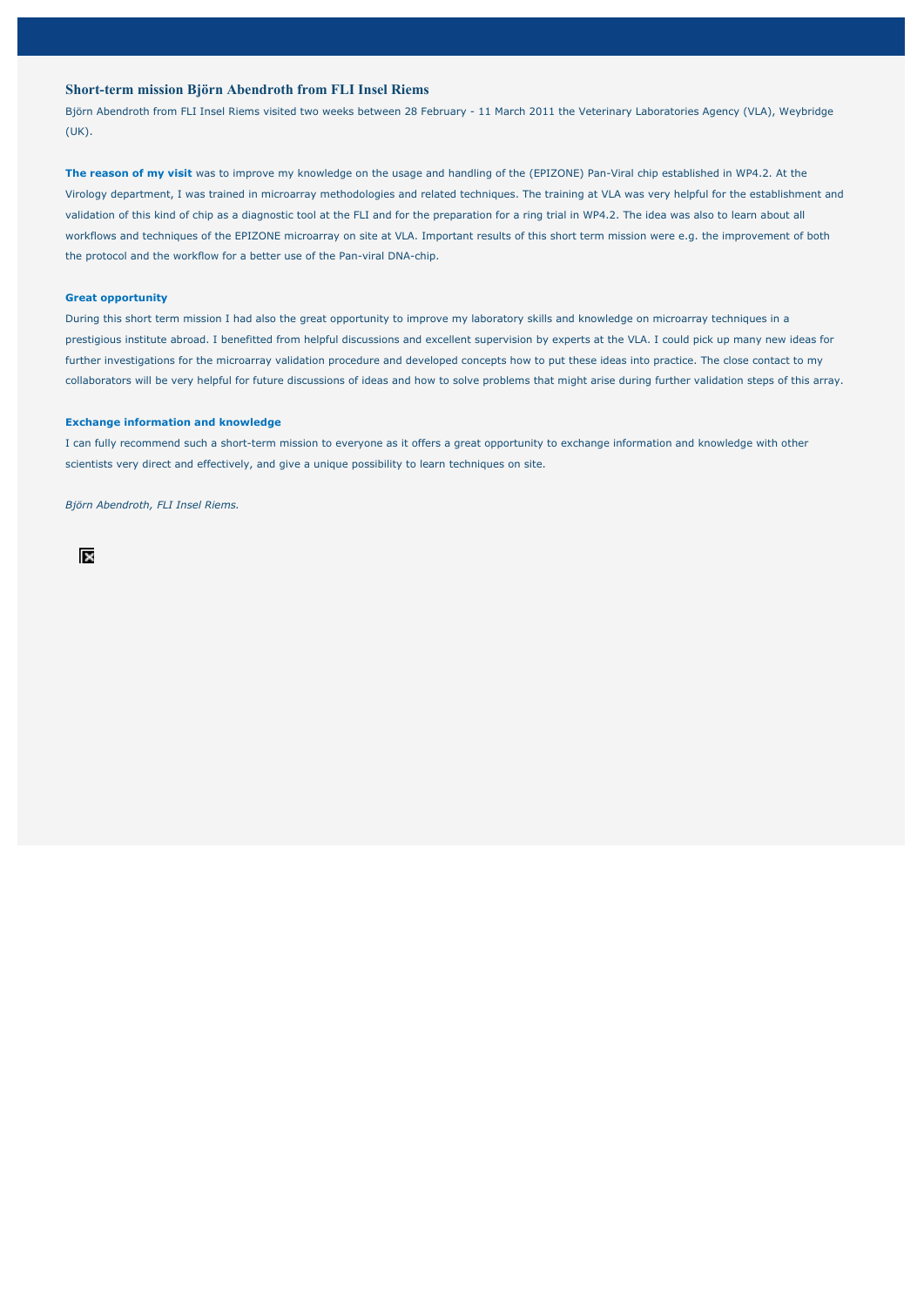## Short-term mission Björn Abendroth from FLI Insel Riems

Björn Abendroth from FLI Insel Riems visited two weeks between 28 February - 11 March 2011 the Veterinary Laboratories Agency (VLA), Weybridge (UK).

**The reason of my visit** was to improve my knowledge on the usage and handling of the (EPIZONE) Pan-Viral chip established in WP4.2. At the Virology department, I was trained in microarray methodologies and related techniques. The training at VLA was very helpful for the establishment and validation of this kind of chip as a diagnostic tool at the FLI and for the preparation for a ring trial in WP4.2. The idea was also to learn about all workflows and techniques of the EPIZONE microarray on site at VLA. Important results of this short term mission were e.g. the improvement of both the protocol and the workflow for a better use of the Pan-viral DNA-chip.

### Great opportunity

During this short term mission I had also the great opportunity to improve my laboratory skills and knowledge on microarray techniques in a prestigious institute abroad. I benefitted from helpful discussions and excellent supervision by experts at the VLA. I could pick up many new ideas for further investigations for the microarray validation procedure and developed concepts how to put these ideas into practice. The close contact to my collaborators will be very helpful for future discussions of ideas and how to solve problems that might arise during further validation steps of this array.

### Exchange information and knowledge

I can fully recommend such a short-term mission to everyone as it offers a great opportunity to exchange information and knowledge with other scientists very direct and effectively, and give a unique possibility to learn techniques on site.

*Björn Abendroth, FLI Insel Riems.*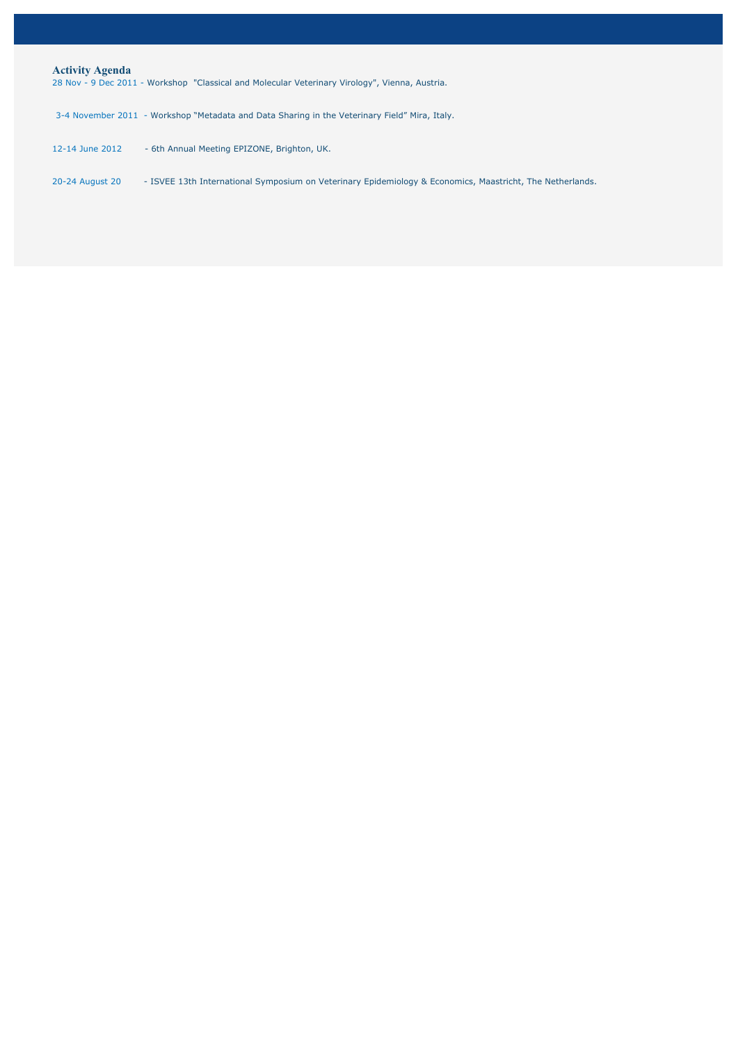## Activity Agenda

28 Nov - 9 Dec 2011 - Workshop "Classical and Molecular Veterinary Virology", Vienna, Austria.

3-4 November 2011 - Workshop "Metadata and Data Sharing in the Veterinary Field" Mira, Italy.

12-14 June 2012 - 6th Annual Meeting EPIZONE, Brighton, UK.

20-24 August 20 - ISVEE 13th International Symposium on Veterinary Epidemiology & Economics, Maastricht, The Netherlands.